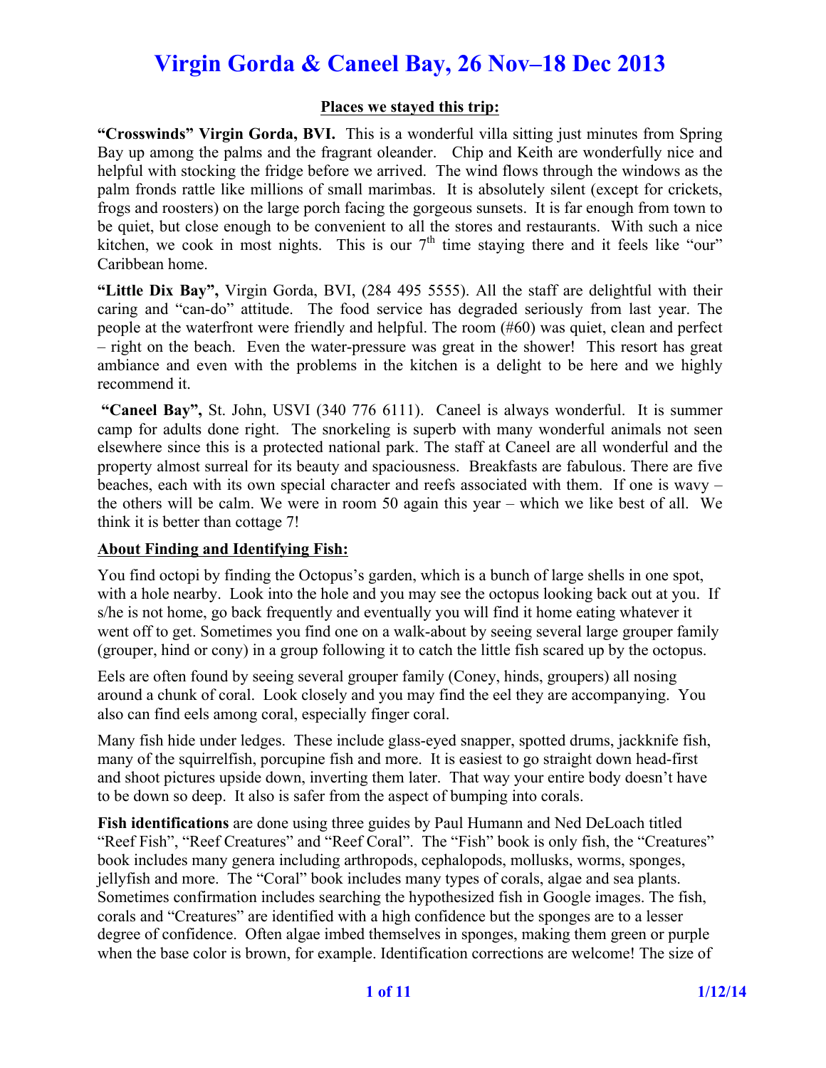# Virgin Gorda & Caneel Bay, 26 Nov–18 Dec 2013

**Places we stayed this trip:**

**"Crosswinds" Virgin Gorda, BVI.** This is a wonderful villa sitting just minutes from Spring Bay up among the palms and the fragrant oleander. Chip and Keith are wonderfully nice and helpful with stocking the fridge before we arrived. The wind flows through the windows as the palm fronds rattle like millions of small marimbas. It is absolutely silent (except for crickets, frogs and roosters) on the large porch facing the gorgeous sunsets. It is far enough from town to be quiet, but close enough to be convenient to all the stores and restaurants. With such a nice kitchen, we cook in most nights. This is our 7th time staying there and it feels like "our" Caribbean home.

**"Little Dix Bay",** Virgin Gorda, BVI, (284 495 5555). All the staff are delightful with their caring and "can-do" attitude. The food service has degraded seriously from last year. The people at the waterfront were friendly and helpful. The room (#60) was quiet, clean and perfect – right on the beach. Even the water-pressure was great in the shower! This resort has great ambiance and even with the problems in the kitchen is a delight to be here and we highly recommend it.

**"Caneel Bay",** St. John, USVI (340 776 6111). Caneel is always wonderful. It is summer camp for adults done right. The snorkeling is superb with many wonderful animals not seen elsewhere since this is a protected national park. The staff at Caneel are all wonderful and the property almost surreal for its beauty and spaciousness. Breakfasts are fabulous. There are five beaches, each with its own special character and reefs associated with them. If one is wavy – the others will be calm. We were in room 50 again this year – which we like best of all. We think it is better than cottage 7!

**About Finding and Identifying Fish:**

You find octopi by finding the Octopus's garden, which is a bunch of large shells in one spot, with a hole nearby. Look into the hole and you may see the octopus looking back out at you. If s/he is not home, go back frequently and eventually you will find it home eating whatever it went off to get. Sometimes you find one on a walk-about by seeing several large grouper family (grouper, hind or cony) in a group following it to catch the little fish scared up by the octopus.

Eels are often found by seeing several grouper family (Coney, hinds, groupers) all nosing around a chunk of coral. Look closely and you may find the eel they are accompanying. You also can find eels among coral, especially finger coral.

Many fish hide under ledges. These include glass-eyed snapper, spotted drums, jackknife fish, many of the squirrelfish, porcupine fish and more. It is easiest to go straight down head-first and shoot pictures upside down, inverting them later. That way your entire body doesn't have to be down so deep. It also is safer from the aspect of bumping into corals.

**Fish identifications** are done using three guides by Paul Humann and Ned DeLoach titled "Reef Fish", "Reef Creatures" and "Reef Coral". The "Fish" book is only fish, the "Creatures" book includes many genera including arthropods, cephalopods, mollusks, worms, sponges, jellyfish and more. The "Coral" book includes many types of corals, algae and sea plants. Sometimes confirmation includes searching the hypothesized fish in Google images. The fish, corals and "Creatures" are identified with a high confidence but the sponges are to a lesser degree of confidence. Often algae imbed themselves in sponges, making them green or purple when the base color is brown, for example. Identification corrections are welcome! The size of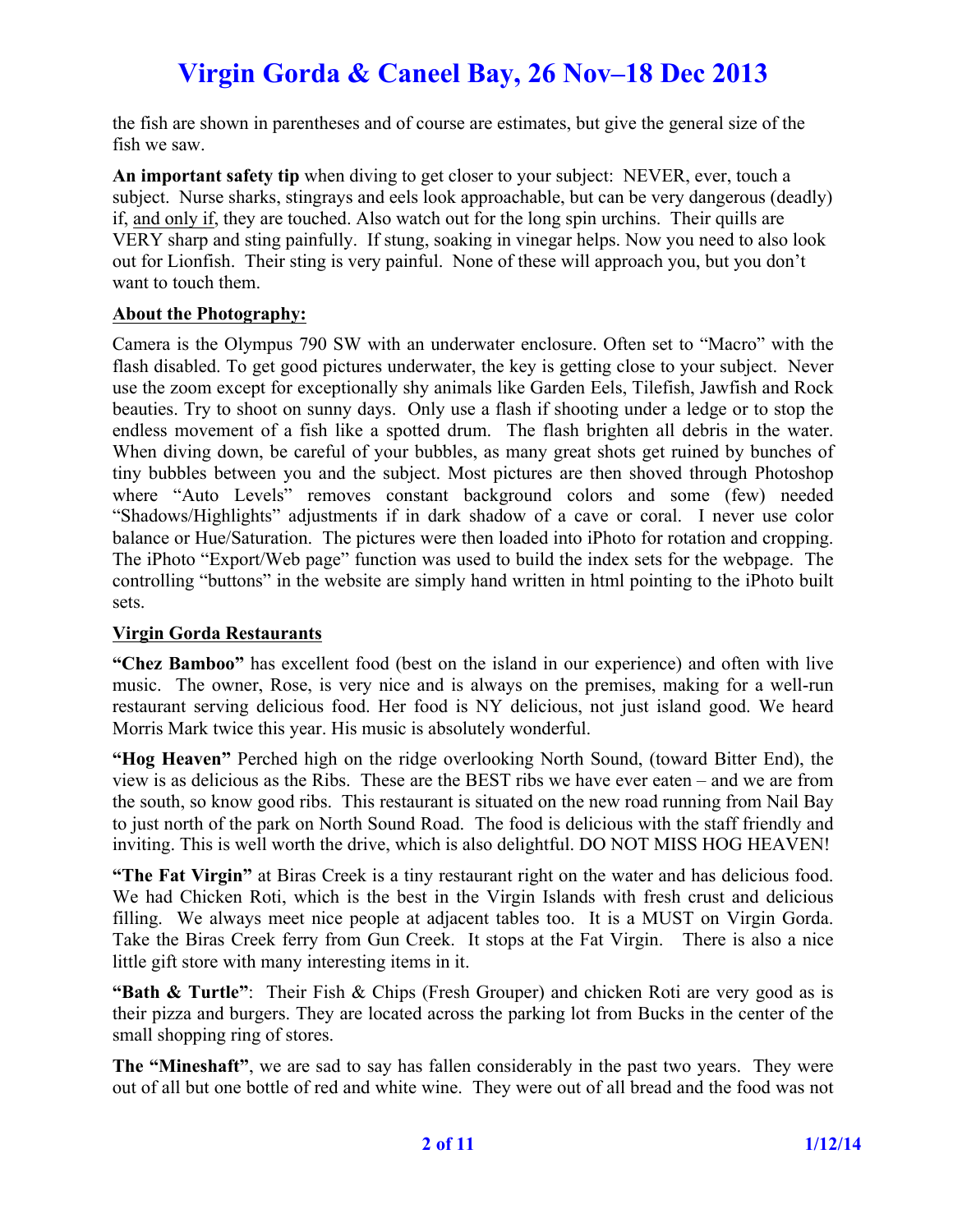the fish are shown in parentheses and of course are estimates, but give the general size of the fish we saw.

**An important safety tip** when diving to get closer to your subject: NEVER, ever, touch a subject. Nurse sharks, stingrays and eels look approachable, but can be very dangerous (deadly) if, and only if, they are touched. Also watch out for the long spin urchins. Their quills are VERY sharp and sting painfully. If stung, soaking in vinegar helps. Now you need to also look out for Lionfish. Their sting is very painful. None of these will approach you, but you don't want to touch them.

## About the Photography:

Camera is the Olympus 790 SW with an underwater enclosure. Often set to "Macro" with the flash disabled. To get good pictures underwater, the key is getting close to your subject. Never use the zoom except for exceptionally shy animals like Garden Eels, Tilefish, Jawfish and Rock beauties. Try to shoot on sunny days. Only use a flash if shooting under a ledge or to stop the endless movement of a fish like a spotted drum. The flash brighten all debris in the water. When diving down, be careful of your bubbles, as many great shots get ruined by bunches of tiny bubbles between you and the subject. Most pictures are then shoved through Photoshop where "Auto Levels" removes constant background colors and some (few) needed "Shadows/Highlights" adjustments if in dark shadow of a cave or coral. I never use color balance or Hue/Saturation. The pictures were then loaded into iPhoto for rotation and cropping. The iPhoto "Export/Web page" function was used to build the index sets for the webpage. The controlling "buttons" in the website are simply hand written in html pointing to the iPhoto built sets.

## Virgin Gorda Restaurants

**"Chez Bamboo"** has excellent food (best on the island in our experience) and often with live music. The owner, Rose, is very nice and is always on the premises, making for a well-run restaurant serving delicious food. Her food is NY delicious, not just island good. We heard Morris Mark twice this year. His music is absolutely wonderful.

**"Hog Heaven"** Perched high on the ridge overlooking North Sound, (toward Bitter End), the view is as delicious as the Ribs. These are the BEST ribs we have ever eaten – and we are from the south, so know good ribs. This restaurant is situated on the new road running from Nail Bay to just north of the park on North Sound Road. The food is delicious with the staff friendly and inviting. This is well worth the drive, which is also delightful. DO NOT MISS HOG HEAVEN!

**"The Fat Virgin"** at Biras Creek is a tiny restaurant right on the water and has delicious food. We had Chicken Roti, which is the best in the Virgin Islands with fresh crust and delicious filling. We always meet nice people at adjacent tables too. It is a MUST on Virgin Gorda. Take the Biras Creek ferry from Gun Creek. It stops at the Fat Virgin. There is also a nice little gift store with many interesting items in it.

**"Bath & Turtle"**: Their Fish & Chips (Fresh Grouper) and chicken Roti are very good as is their pizza and burgers. They are located across the parking lot from Bucks in the center of the small shopping ring of stores.

The **"Mineshaft"**, we are sad to say has fallen considerably in the past two years. They were out of all but one bottle of red and white wine. They were out of all bread and the food was not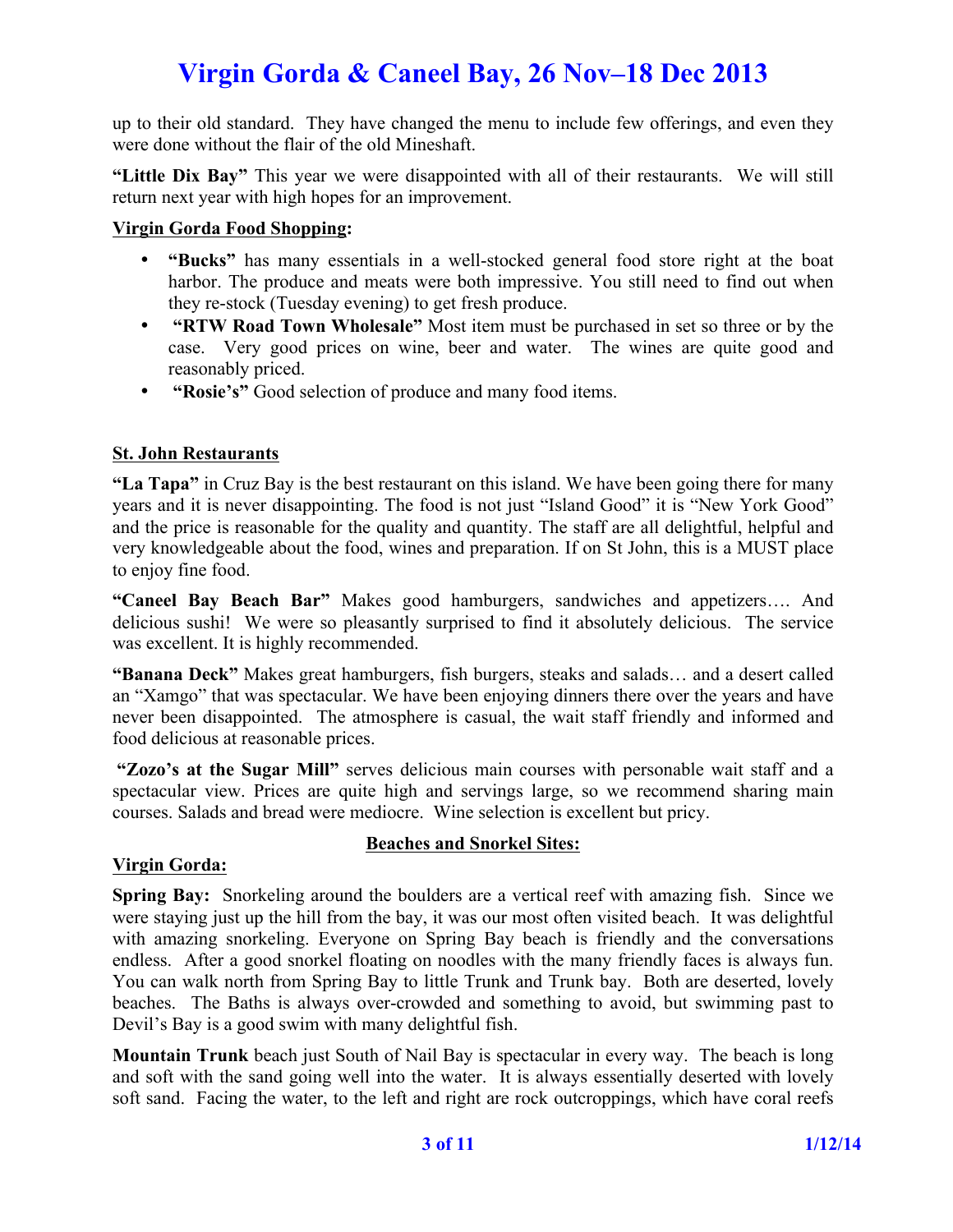up to their old standard. They have changed the menu to include few offerings, and even they were done without the flair of the old Mineshaft.

**"Little Dix Bay"** This year we were disappointed with all of their restaurants. We will still return next year with high hopes for an improvement.

**Virgin Gorda Food Shopping:**

- **"Bucks"** has many essentials in a well-stocked general food store right at the boat harbor. The produce and meats were both impressive. You still need to find out when they re-stock (Tuesday evening) to get fresh produce.
- **"RTW Road Town Wholesale"** Most item must be purchased in set so three or by the case. Very good prices on wine, beer and water. The wines are quite good and reasonably priced.
- **"Rosie's"** Good selection of produce and many food items.

**St. John Restaurants**

**"La Tapa"** in Cruz Bay is the best restaurant on this island. We have been going there for many years and it is never disappointing. The food is not just "Island Good" it is "New York Good" and the price is reasonable for the quality and quantity. The staff are all delightful, helpful and very knowledgeable about the food, wines and preparation. If on St John, this is a MUST place to enjoy fine food.

**"Caneel Bay Beach Bar"** Makes good hamburgers, sandwiches and appetizers…. And delicious sushi! We were so pleasantly surprised to find it absolutely delicious. The service was excellent. It is highly recommended.

**"Banana Deck"** Makes great hamburgers, fish burgers, steaks and salads… and a desert called an "Xamgo" that was spectacular. We have been enjoying dinners there over the years and have never been disappointed. The atmosphere is casual, the wait staff friendly and informed and food delicious at reasonable prices.

**"Zozo's at the Sugar Mill"** serves delicious main courses with personable wait staff and a spectacular view. Prices are quite high and servings large, so we recommend sharing main courses. Salads and bread were mediocre. Wine selection is excellent but pricy.

**Beaches and Snorkel Sites:**

**Virgin Gorda:**

**Spring Bay:** Snorkeling around the boulders are a vertical reef with amazing fish. Since we were staying just up the hill from the bay, it was our most often visited beach. It was delightful with amazing snorkeling. Everyone on Spring Bay beach is friendly and the conversations endless. After a good snorkel floating on noodles with the many friendly faces is always fun. You can walk north from Spring Bay to little Trunk and Trunk bay. Both are deserted, lovely beaches. The Baths is always over-crowded and something to avoid, but swimming past to Devil's Bay is a good swim with many delightful fish.

**Mountain Trunk** beach just South of Nail Bay is spectacular in every way. The beach is long and soft with the sand going well into the water. It is always essentially deserted with lovely soft sand. Facing the water, to the left and right are rock outcroppings, which have coral reefs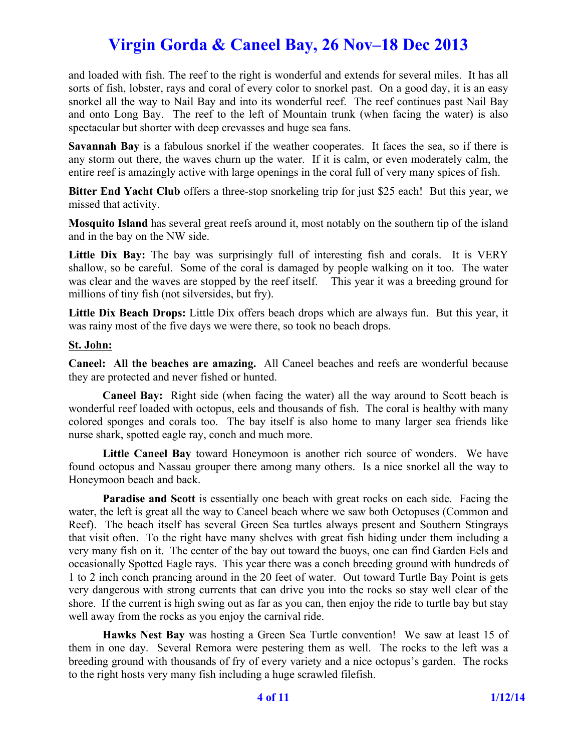and loaded with fish. The reef to the right is wonderful and extends for several miles. It has all sorts of fish, lobster, rays and coral of every color to snorkel past. On a good day, it is an easy snorkel all the way to Nail Bay and into its wonderful reef. The reef continues past Nail Bay and onto Long Bay. The reef to the left of Mountain trunk (when facing the water) is also spectacular but shorter with deep crevasses and huge sea fans.

**Savannah Bay** is a fabulous snorkel if the weather cooperates. It faces the sea, so if there is any storm out there, the waves churn up the water. If it is calm, or even moderately calm, the entire reef is amazingly active with large openings in the coral full of very many spices of fish.

**Bitter End Yacht Club** offers a three-stop snorkeling trip for just $25 each! But this year, we missed that activity.

**Mosquito Island** has several great reefs around it, most notably on the southern tip of the island and in the bay on the NW side.

**Little Dix Bay:** The bay was surprisingly full of interesting fish and corals. It is VERY shallow, so be careful. Some of the coral is damaged by people walking on it too. The water was clear and the waves are stopped by the reef itself. This year it was a breeding ground for millions of tiny fish (not silversides, but fry).

**Little Dix Beach Drops:** Little Dix offers beach drops which are always fun. But this year, it was rainy most of the five days we were there, so took no beach drops.

**St. John:**

**Caneel: All the beaches are amazing.** All Caneel beaches and reefs are wonderful because they are protected and never fished or hunted.

**Caneel Bay:** Right side (when facing the water) all the way around to Scott beach is wonderful reef loaded with octopus, eels and thousands of fish. The coral is healthy with many colored sponges and corals too. The bay itself is also home to many larger sea friends like nurse shark, spotted eagle ray, conch and much more.

**Little Caneel Bay** toward Honeymoon is another rich source of wonders. We have found octopus and Nassau grouper there among many others. Is a nice snorkel all the way to Honeymoon beach and back.

**Paradise and Scott** is essentially one beach with great rocks on each side. Facing the water, the left is great all the way to Caneel beach where we saw both Octopuses (Common and Reef). The beach itself has several Green Sea turtles always present and Southern Stingrays that visit often. To the right have many shelves with great fish hiding under them including a very many fish on it. The center of the bay out toward the buoys, one can find Garden Eels and occasionally Spotted Eagle rays. This year there was a conch breeding ground with hundreds of 1 to 2 inch conch prancing around in the 20 feet of water. Out toward Turtle Bay Point is gets very dangerous with strong currents that can drive you into the rocks so stay well clear of the shore. If the current is high swing out as far as you can, then enjoy the ride to turtle bay but stay well away from the rocks as you enjoy the carnival ride.

**Hawks Nest Bay** was hosting a Green Sea Turtle convention! We saw at least 15 of them in one day. Several Remora were pestering them as well. The rocks to the left was a breeding ground with thousands of fry of every variety and a nice octopus's garden. The rocks to the right hosts very many fish including a huge scrawled filefish.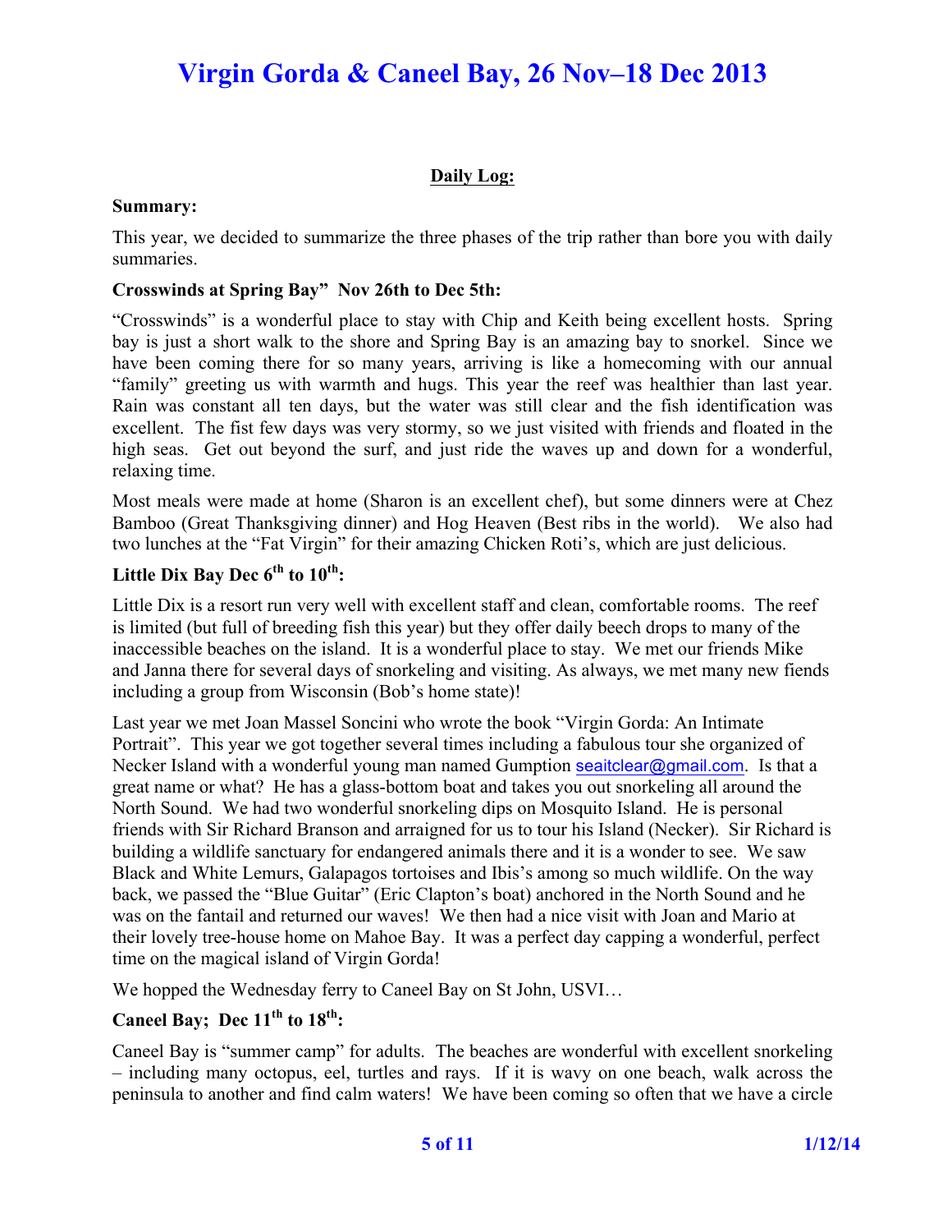# Virgin Gorda & Caneel Bay, 26 Nov–18 Dec 2013

**Daily Log:**

**Summary:**

This year, we decided to summarize the three phases of the trip rather than bore you with daily summaries.

**Crosswinds at Spring Bay" Nov 26th to Dec 5th:**

"Crosswinds" is a wonderful place to stay with Chip and Keith being excellent hosts. Spring bay is just a short walk to the shore and Spring Bay is an amazing bay to snorkel. Since we have been coming there for so many years, arriving is like a homecoming with our annual "family" greeting us with warmth and hugs. This year the reef was healthier than last year. Rain was constant all ten days, but the water was still clear and the fish identification was excellent. The fist few days was very stormy, so we just visited with friends and floated in the high seas. Get out beyond the surf, and just ride the waves up and down for a wonderful, relaxing time.

Most meals were made at home (Sharon is an excellent chef), but some dinners were at Chez Bamboo (Great Thanksgiving dinner) and Hog Heaven (Best ribs in the world). We also had two lunches at the "Fat Virgin" for their amazing Chicken Roti's, which are just delicious.

**Little Dix Bay Dec 6th to 10th:**

Little Dix is a resort run very well with excellent staff and clean, comfortable rooms. The reef is limited (but full of breeding fish this year) but they offer daily beech drops to many of the inaccessible beaches on the island. It is a wonderful place to stay. We met our friends Mike and Janna there for several days of snorkeling and visiting. As always, we met many new fiends including a group from Wisconsin (Bob's home state)!

Last year we met Joan Massel Soncini who wrote the book "Virgin Gorda: An Intimate Portrait". This year we got together several times including a fabulous tour she organized of Necker Island with a wonderful young man named Gumption seaitclear@gmail.com. Is that a great name or what? He has a glass-bottom boat and takes you out snorkeling all around the North Sound. We had two wonderful snorkeling dips on Mosquito Island. He is personal friends with Sir Richard Branson and arraigned for us to tour his Island (Necker). Sir Richard is building a wildlife sanctuary for endangered animals there and it is a wonder to see. We saw Black and White Lemurs, Galapagos tortoises and Ibis's among so much wildlife. On the way back, we passed the "Blue Guitar" (Eric Clapton's boat) anchored in the North Sound and he was on the fantail and returned our waves! We then had a nice visit with Joan and Mario at their lovely tree-house home on Mahoe Bay. It was a perfect day capping a wonderful, perfect time on the magical island of Virgin Gorda!

We hopped the Wednesday ferry to Caneel Bay on St John, USVI…

**Caneel Bay; Dec 11th to 18th:**

Caneel Bay is "summer camp" for adults. The beaches are wonderful with excellent snorkeling – including many octopus, eel, turtles and rays. If it is wavy on one beach, walk across the peninsula to another and find calm waters! We have been coming so often that we have a circle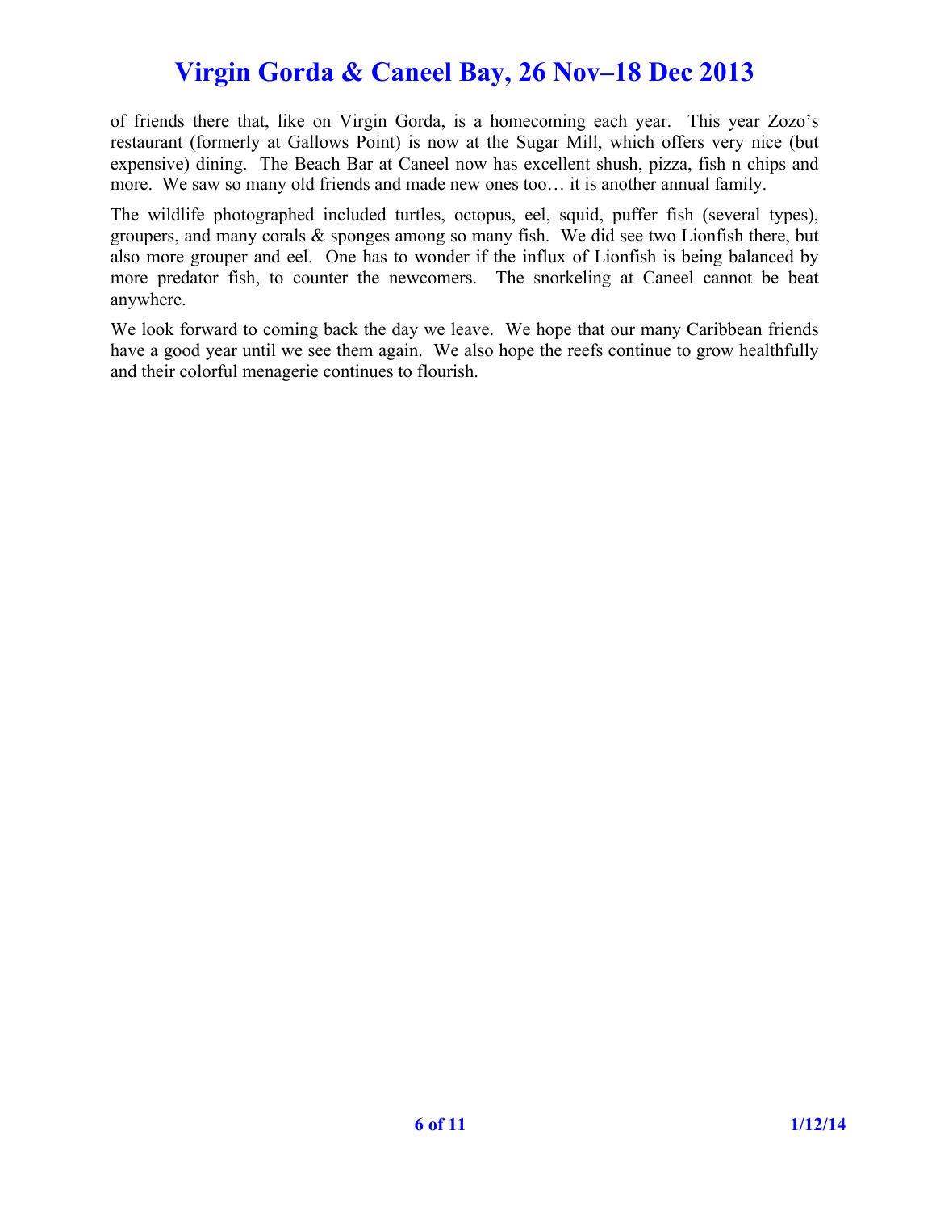of friends there that, like on Virgin Gorda, is a homecoming each year. This year Zozo's restaurant (formerly at Gallows Point) is now at the Sugar Mill, which offers very nice (but expensive) dining. The Beach Bar at Caneel now has excellent shush, pizza, fish n chips and more. We saw so many old friends and made new ones too… it is another annual family.

The wildlife photographed included turtles, octopus, eel, squid, puffer fish (several types), groupers, and many corals & sponges among so many fish. We did see two Lionfish there, but also more grouper and eel. One has to wonder if the influx of Lionfish is being balanced by more predator fish, to counter the newcomers. The snorkeling at Caneel cannot be beat anywhere.

We look forward to coming back the day we leave. We hope that our many Caribbean friends have a good year until we see them again. We also hope the reefs continue to grow healthfully and their colorful menagerie continues to flourish.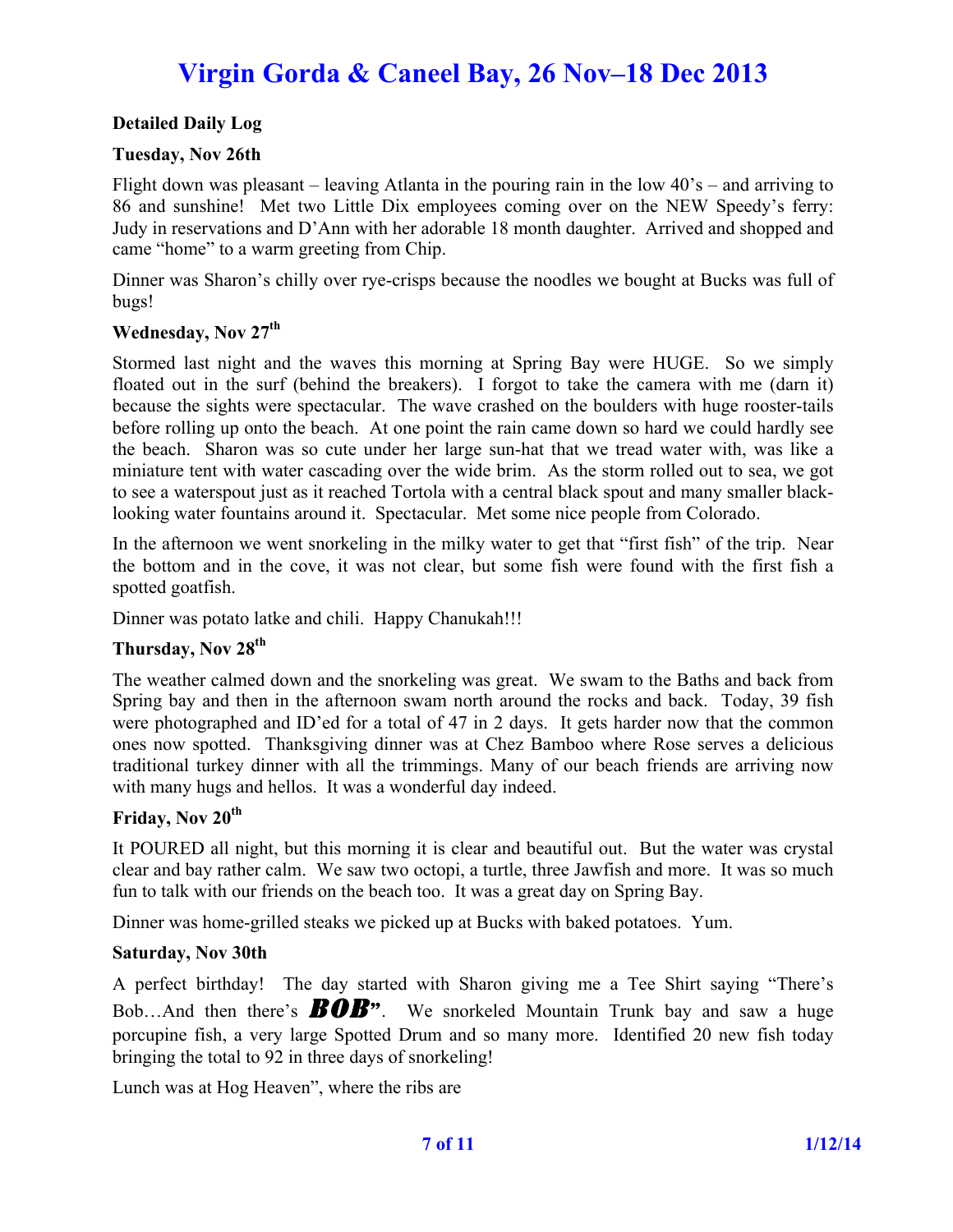# Virgin Gorda & Caneel Bay, 26 Nov–18 Dec 2013

**Detailed Daily Log**

**Tuesday, Nov 26th**

Flight down was pleasant – leaving Atlanta in the pouring rain in the low 40's – and arriving to 86 and sunshine! Met two Little Dix employees coming over on the NEW Speedy's ferry: Judy in reservations and D'Ann with her adorable 18 month daughter. Arrived and shopped and came "home" to a warm greeting from Chip.

Dinner was Sharon's chilly over rye-crisps because the noodles we bought at Bucks was full of bugs!

**Wednesday, Nov 27th**

Stormed last night and the waves this morning at Spring Bay were HUGE. So we simply floated out in the surf (behind the breakers). I forgot to take the camera with me (darn it) because the sights were spectacular. The wave crashed on the boulders with huge rooster-tails before rolling up onto the beach. At one point the rain came down so hard we could hardly see the beach. Sharon was so cute under her large sun-hat that we tread water with, was like a miniature tent with water cascading over the wide brim. As the storm rolled out to sea, we got to see a waterspout just as it reached Tortola with a central black spout and many smaller black-looking water fountains around it. Spectacular. Met some nice people from Colorado.

In the afternoon we went snorkeling in the milky water to get that "first fish" of the trip. Near the bottom and in the cove, it was not clear, but some fish were found with the first fish a spotted goatfish.

Dinner was potato latke and chili. Happy Chanukah!!!

**Thursday, Nov 28th**

The weather calmed down and the snorkeling was great. We swam to the Baths and back from Spring bay and then in the afternoon swam north around the rocks and back. Today, 39 fish were photographed and ID'ed for a total of 47 in 2 days. It gets harder now that the common ones now spotted. Thanksgiving dinner was at Chez Bamboo where Rose serves a delicious traditional turkey dinner with all the trimmings. Many of our beach friends are arriving now with many hugs and hellos. It was a wonderful day indeed.

**Friday, Nov 20th**

It POURED all night, but this morning it is clear and beautiful out. But the water was crystal clear and bay rather calm. We saw two octopi, a turtle, three Jawfish and more. It was so much fun to talk with our friends on the beach too. It was a great day on Spring Bay.

Dinner was home-grilled steaks we picked up at Bucks with baked potatoes. Yum.

**Saturday, Nov 30th**

A perfect birthday! The day started with Sharon giving me a Tee Shirt saying "There's Bob…And then there's ***BOB***". We snorkeled Mountain Trunk bay and saw a huge porcupine fish, a very large Spotted Drum and so many more. Identified 20 new fish today bringing the total to 92 in three days of snorkeling!

Lunch was at Hog Heaven", where the ribs are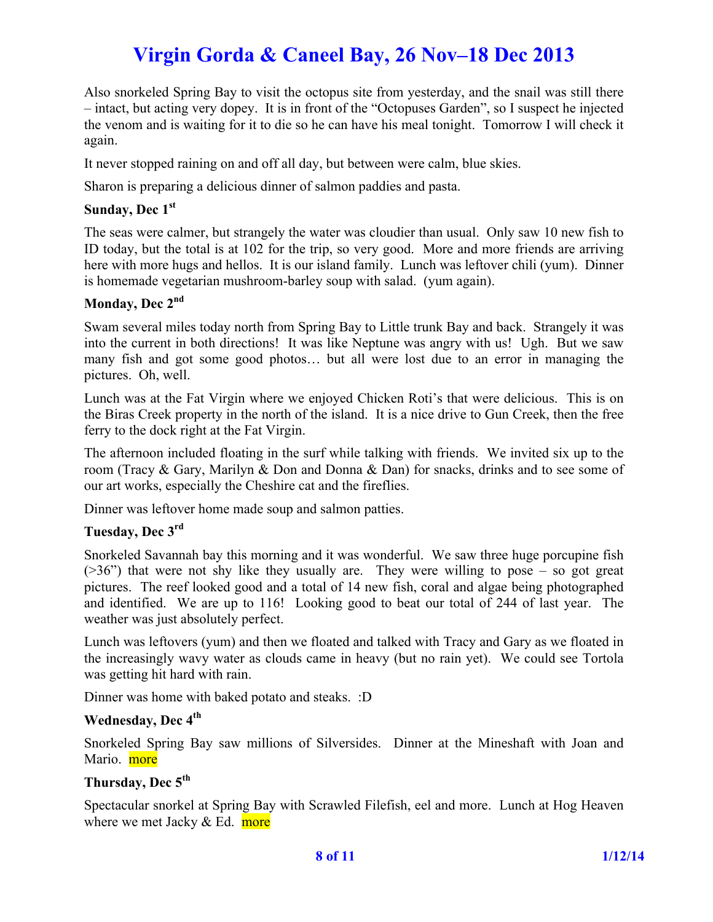Also snorkeled Spring Bay to visit the octopus site from yesterday, and the snail was still there – intact, but acting very dopey. It is in front of the "Octopuses Garden", so I suspect he injected the venom and is waiting for it to die so he can have his meal tonight. Tomorrow I will check it again.

It never stopped raining on and off all day, but between were calm, blue skies.

Sharon is preparing a delicious dinner of salmon paddies and pasta.

### Sunday, Dec 1st

The seas were calmer, but strangely the water was cloudier than usual. Only saw 10 new fish to ID today, but the total is at 102 for the trip, so very good. More and more friends are arriving here with more hugs and hellos. It is our island family. Lunch was leftover chili (yum). Dinner is homemade vegetarian mushroom-barley soup with salad. (yum again).

### Monday, Dec 2nd

Swam several miles today north from Spring Bay to Little trunk Bay and back. Strangely it was into the current in both directions! It was like Neptune was angry with us! Ugh. But we saw many fish and got some good photos… but all were lost due to an error in managing the pictures. Oh, well.

Lunch was at the Fat Virgin where we enjoyed Chicken Roti's that were delicious. This is on the Biras Creek property in the north of the island. It is a nice drive to Gun Creek, then the free ferry to the dock right at the Fat Virgin.

The afternoon included floating in the surf while talking with friends. We invited six up to the room (Tracy & Gary, Marilyn & Don and Donna & Dan) for snacks, drinks and to see some of our art works, especially the Cheshire cat and the fireflies.

Dinner was leftover home made soup and salmon patties.

### Tuesday, Dec 3rd

Snorkeled Savannah bay this morning and it was wonderful. We saw three huge porcupine fish (>36") that were not shy like they usually are. They were willing to pose – so got great pictures. The reef looked good and a total of 14 new fish, coral and algae being photographed and identified. We are up to 116! Looking good to beat our total of 244 of last year. The weather was just absolutely perfect.

Lunch was leftovers (yum) and then we floated and talked with Tracy and Gary as we floated in the increasingly wavy water as clouds came in heavy (but no rain yet). We could see Tortola was getting hit hard with rain.

Dinner was home with baked potato and steaks. :D

### Wednesday, Dec 4th

Snorkeled Spring Bay saw millions of Silversides. Dinner at the Mineshaft with Joan and Mario. more

### Thursday, Dec 5th

Spectacular snorkel at Spring Bay with Scrawled Filefish, eel and more. Lunch at Hog Heaven where we met Jacky & Ed. more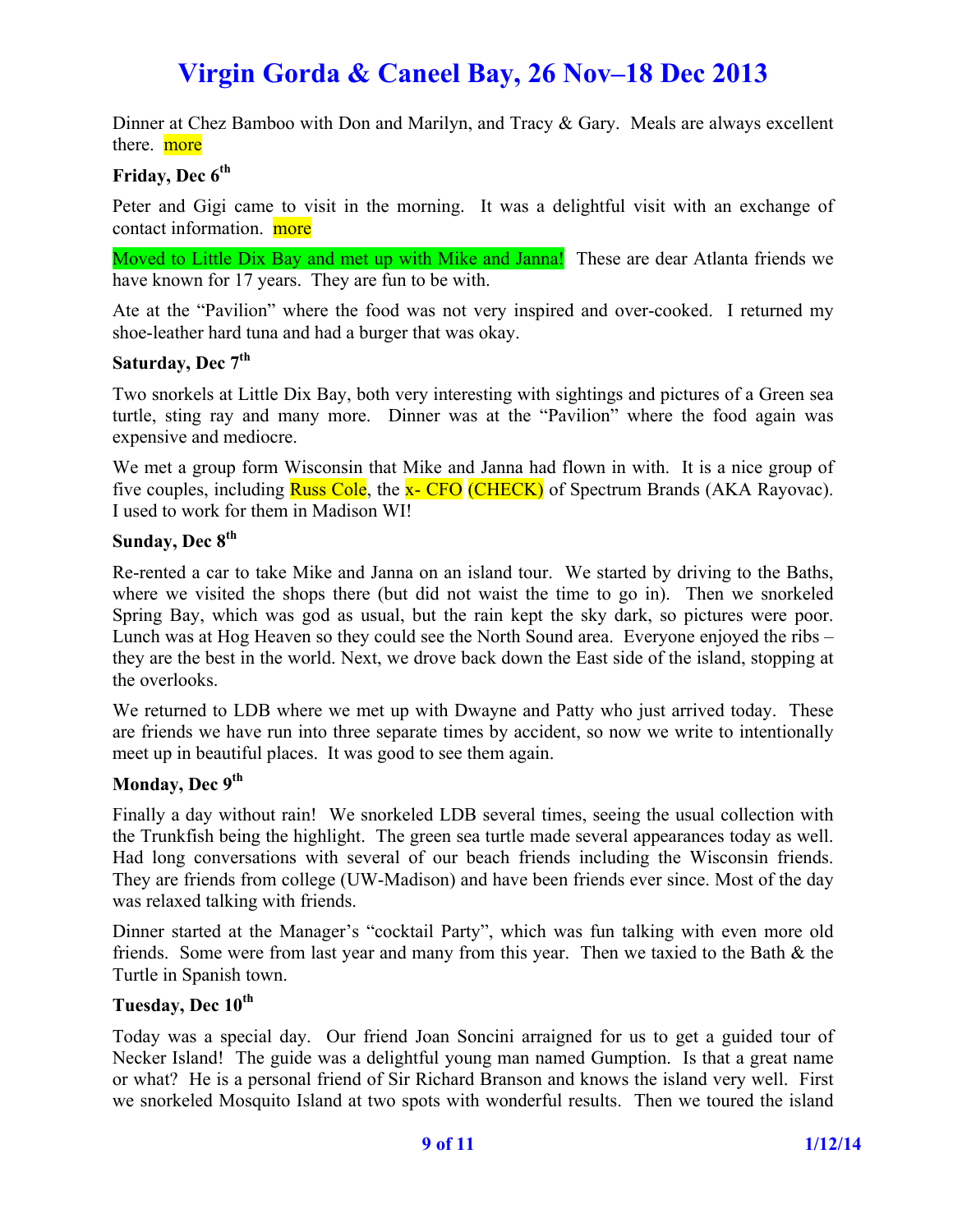Dinner at Chez Bamboo with Don and Marilyn, and Tracy & Gary. Meals are always excellent there. more

### Friday, Dec 6th

Peter and Gigi came to visit in the morning. It was a delightful visit with an exchange of contact information. more

Moved to Little Dix Bay and met up with Mike and Janna! These are dear Atlanta friends we have known for 17 years. They are fun to be with.

Ate at the "Pavilion" where the food was not very inspired and over-cooked. I returned my shoe-leather hard tuna and had a burger that was okay.

### Saturday, Dec 7th

Two snorkels at Little Dix Bay, both very interesting with sightings and pictures of a Green sea turtle, sting ray and many more. Dinner was at the "Pavilion" where the food again was expensive and mediocre.

We met a group form Wisconsin that Mike and Janna had flown in with. It is a nice group of five couples, including Russ Cole, the x- CFO (CHECK) of Spectrum Brands (AKA Rayovac). I used to work for them in Madison WI!

### Sunday, Dec 8th

Re-rented a car to take Mike and Janna on an island tour. We started by driving to the Baths, where we visited the shops there (but did not waist the time to go in). Then we snorkeled Spring Bay, which was god as usual, but the rain kept the sky dark, so pictures were poor. Lunch was at Hog Heaven so they could see the North Sound area. Everyone enjoyed the ribs – they are the best in the world. Next, we drove back down the East side of the island, stopping at the overlooks.

We returned to LDB where we met up with Dwayne and Patty who just arrived today. These are friends we have run into three separate times by accident, so now we write to intentionally meet up in beautiful places. It was good to see them again.

### Monday, Dec 9th

Finally a day without rain! We snorkeled LDB several times, seeing the usual collection with the Trunkfish being the highlight. The green sea turtle made several appearances today as well. Had long conversations with several of our beach friends including the Wisconsin friends. They are friends from college (UW-Madison) and have been friends ever since. Most of the day was relaxed talking with friends.

Dinner started at the Manager's "cocktail Party", which was fun talking with even more old friends. Some were from last year and many from this year. Then we taxied to the Bath & the Turtle in Spanish town.

### Tuesday, Dec 10th

Today was a special day. Our friend Joan Soncini arraigned for us to get a guided tour of Necker Island! The guide was a delightful young man named Gumption. Is that a great name or what? He is a personal friend of Sir Richard Branson and knows the island very well. First we snorkeled Mosquito Island at two spots with wonderful results. Then we toured the island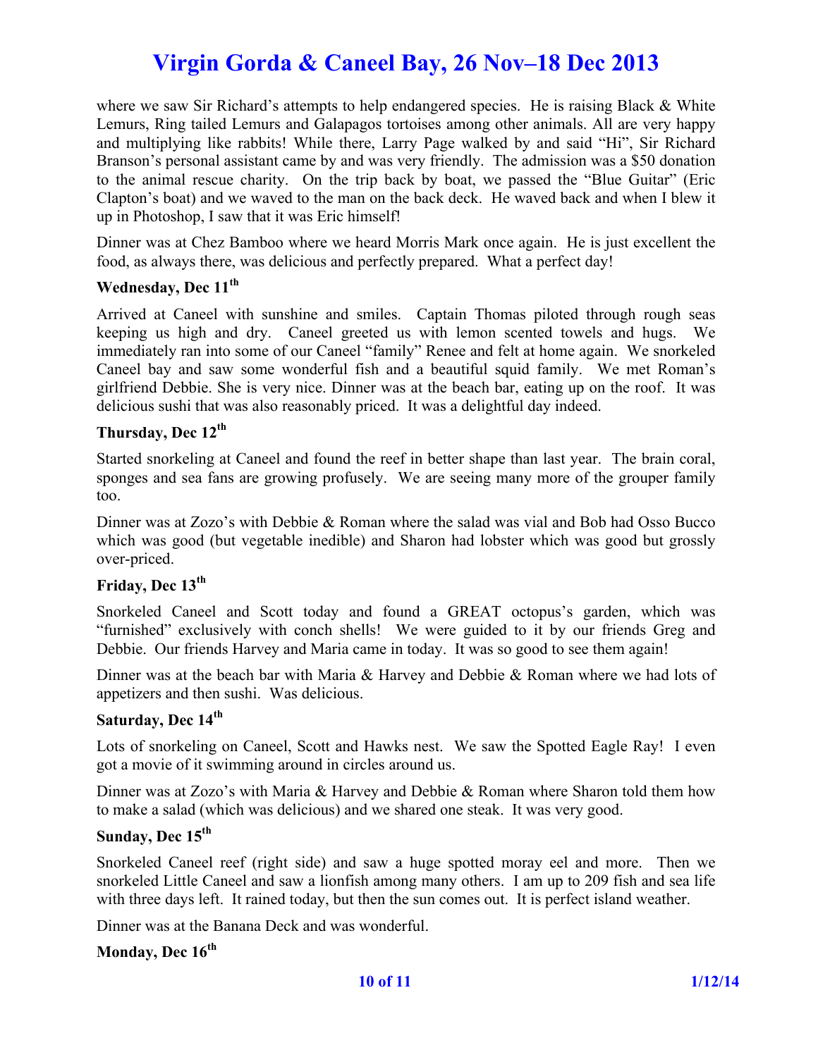where we saw Sir Richard's attempts to help endangered species. He is raising Black & White Lemurs, Ring tailed Lemurs and Galapagos tortoises among other animals. All are very happy and multiplying like rabbits! While there, Larry Page walked by and said "Hi", Sir Richard Branson's personal assistant came by and was very friendly. The admission was a $50 donation to the animal rescue charity. On the trip back by boat, we passed the "Blue Guitar" (Eric Clapton's boat) and we waved to the man on the back deck. He waved back and when I blew it up in Photoshop, I saw that it was Eric himself!

Dinner was at Chez Bamboo where we heard Morris Mark once again. He is just excellent the food, as always there, was delicious and perfectly prepared. What a perfect day!

### Wednesday, Dec 11th

Arrived at Caneel with sunshine and smiles. Captain Thomas piloted through rough seas keeping us high and dry. Caneel greeted us with lemon scented towels and hugs. We immediately ran into some of our Caneel "family" Renee and felt at home again. We snorkeled Caneel bay and saw some wonderful fish and a beautiful squid family. We met Roman's girlfriend Debbie. She is very nice. Dinner was at the beach bar, eating up on the roof. It was delicious sushi that was also reasonably priced. It was a delightful day indeed.

### Thursday, Dec 12th

Started snorkeling at Caneel and found the reef in better shape than last year. The brain coral, sponges and sea fans are growing profusely. We are seeing many more of the grouper family too.

Dinner was at Zozo's with Debbie & Roman where the salad was vial and Bob had Osso Bucco which was good (but vegetable inedible) and Sharon had lobster which was good but grossly over-priced.

### Friday, Dec 13th

Snorkeled Caneel and Scott today and found a GREAT octopus's garden, which was "furnished" exclusively with conch shells! We were guided to it by our friends Greg and Debbie. Our friends Harvey and Maria came in today. It was so good to see them again!

Dinner was at the beach bar with Maria & Harvey and Debbie & Roman where we had lots of appetizers and then sushi. Was delicious.

### Saturday, Dec 14th

Lots of snorkeling on Caneel, Scott and Hawks nest. We saw the Spotted Eagle Ray! I even got a movie of it swimming around in circles around us.

Dinner was at Zozo's with Maria & Harvey and Debbie & Roman where Sharon told them how to make a salad (which was delicious) and we shared one steak. It was very good.

### Sunday, Dec 15th

Snorkeled Caneel reef (right side) and saw a huge spotted moray eel and more. Then we snorkeled Little Caneel and saw a lionfish among many others. I am up to 209 fish and sea life with three days left. It rained today, but then the sun comes out. It is perfect island weather.

Dinner was at the Banana Deck and was wonderful.

### Monday, Dec 16th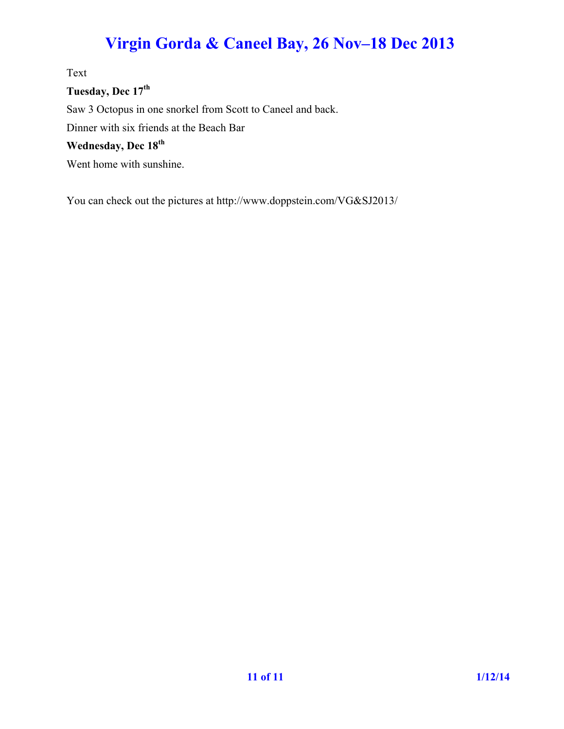Text

**Tuesday, Dec 17th**

Saw 3 Octopus in one snorkel from Scott to Caneel and back.

Dinner with six friends at the Beach Bar

**Wednesday, Dec 18th**

Went home with sunshine.

You can check out the pictures at http://www.doppstein.com/VG&SJ2013/